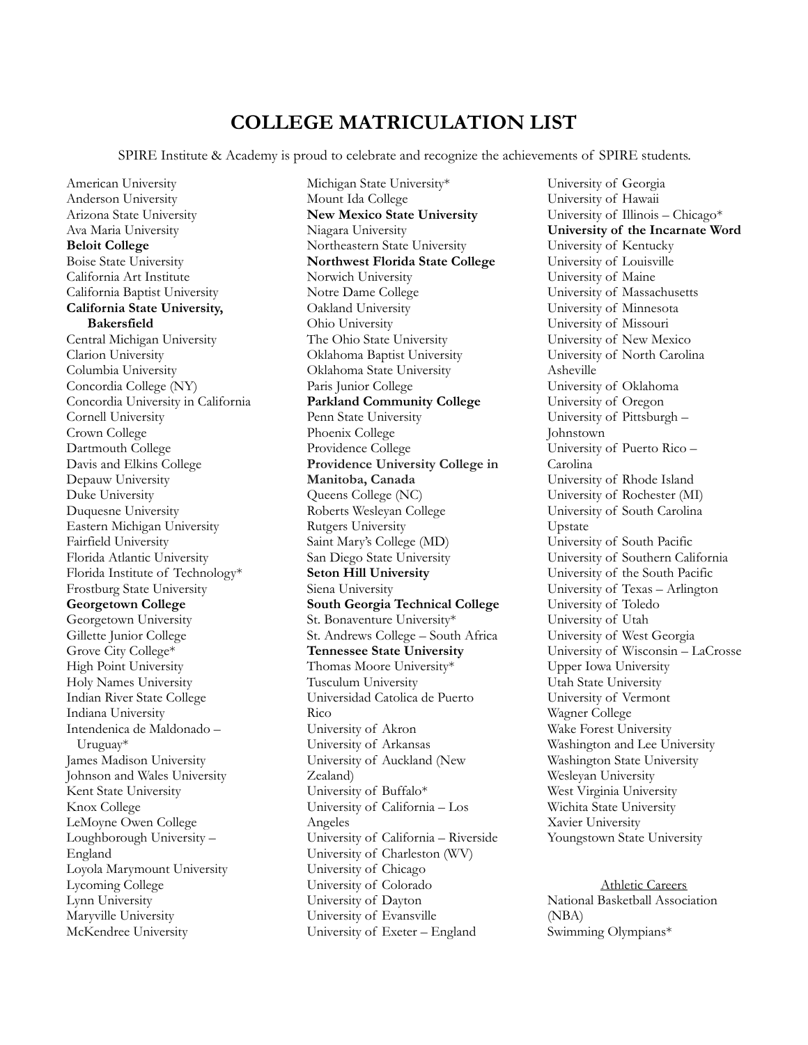# COLLEGE MATRICULATION LIST

SPIRE Institute & Academy is proud to celebrate and recognize the achievements of SPIRE students.

American University
Anderson University
Arizona State University
Ava Maria University
**Beloit College**
Boise State University
California Art Institute
California Baptist University
**California State University, Bakersfield**
Central Michigan University
Clarion University
Columbia University
Concordia College (NY)
Concordia University in California
Cornell University
Crown College
Dartmouth College
Davis and Elkins College
Depauw University
Duke University
Duquesne University
Eastern Michigan University
Fairfield University
Florida Atlantic University
Florida Institute of Technology*
Frostburg State University
**Georgetown College**
Georgetown University
Gillette Junior College
Grove City College*
High Point University
Holy Names University
Indian River State College
Indiana University
Intendenica de Maldonado – Uruguay*
James Madison University
Johnson and Wales University
Kent State University
Knox College
LeMoyne Owen College
Loughborough University – England
Loyola Marymount University
Lycoming College
Lynn University
Maryville University
McKendree University
Michigan State University*
Mount Ida College
**New Mexico State University**
Niagara University
Northeastern State University
**Northwest Florida State College**
Norwich University
Notre Dame College
Oakland University
Ohio University
The Ohio State University
Oklahoma Baptist University
Oklahoma State University
Paris Junior College
**Parkland Community College**
Penn State University
Phoenix College
Providence College
**Providence University College in Manitoba, Canada**
Queens College (NC)
Roberts Wesleyan College
Rutgers University
Saint Mary's College (MD)
San Diego State University
**Seton Hill University**
Siena University
**South Georgia Technical College**
St. Bonaventure University*
St. Andrews College – South Africa
**Tennessee State University**
Thomas Moore University*
Tusculum University
Universidad Catolica de Puerto Rico
University of Akron
University of Arkansas
University of Auckland (New Zealand)
University of Buffalo*
University of California – Los Angeles
University of California – Riverside
University of Charleston (WV)
University of Chicago
University of Colorado
University of Dayton
University of Evansville
University of Exeter – England
University of Georgia
University of Hawaii
University of Illinois – Chicago*
**University of the Incarnate Word**
University of Kentucky
University of Louisville
University of Maine
University of Massachusetts
University of Minnesota
University of Missouri
University of New Mexico
University of North Carolina Asheville
University of Oklahoma
University of Oregon
University of Pittsburgh – Johnstown
University of Puerto Rico – Carolina
University of Rhode Island
University of Rochester (MI)
University of South Carolina Upstate
University of South Pacific
University of Southern California
University of the South Pacific
University of Texas – Arlington
University of Toledo
University of Utah
University of West Georgia
University of Wisconsin – LaCrosse
Upper Iowa University
Utah State University
University of Vermont
Wagner College
Wake Forest University
Washington and Lee University
Washington State University
Wesleyan University
West Virginia University
Wichita State University
Xavier University
Youngstown State University

Athletic Careers

National Basketball Association (NBA)
Swimming Olympians*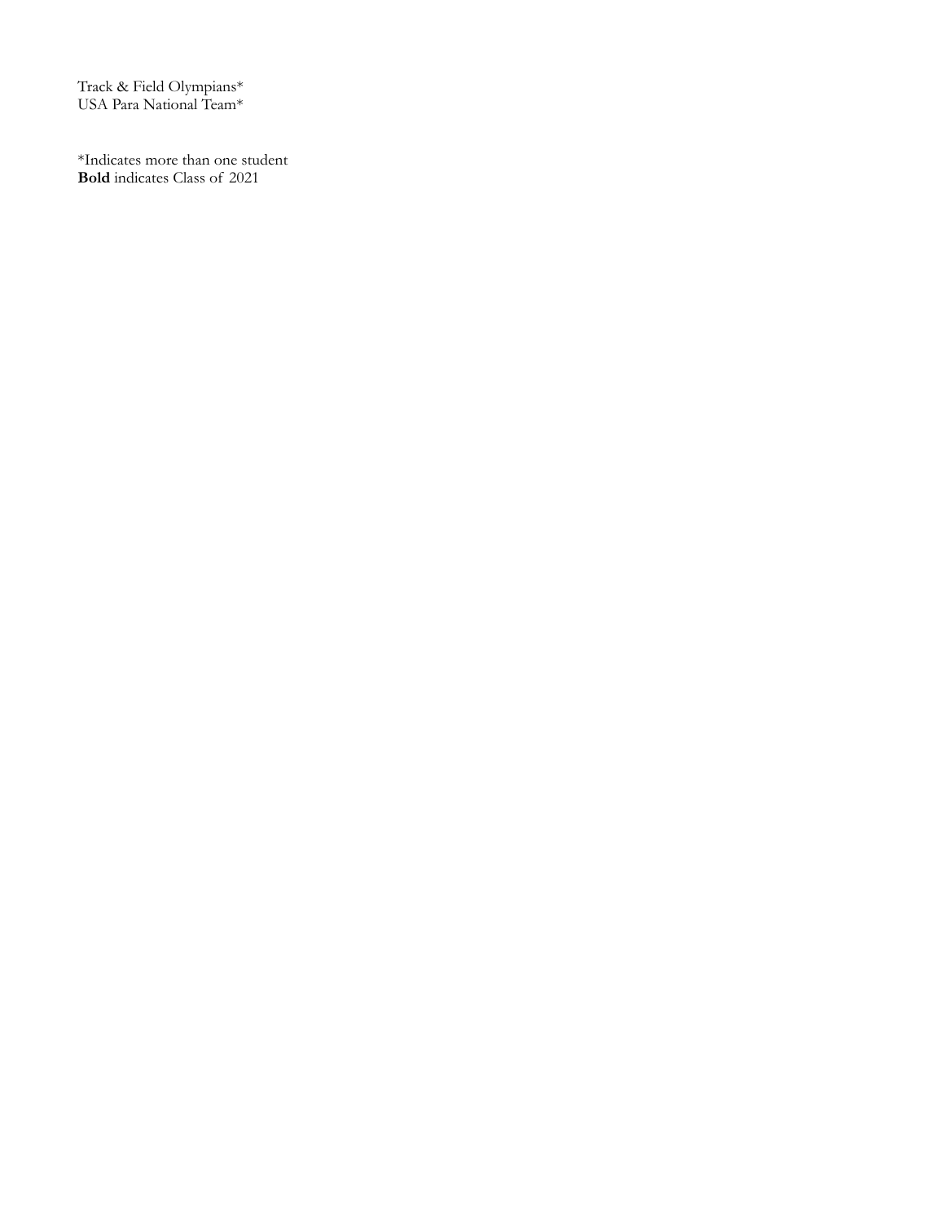Track & Field Olympians*
USA Para National Team*

*Indicates more than one student
**Bold** indicates Class of 2021